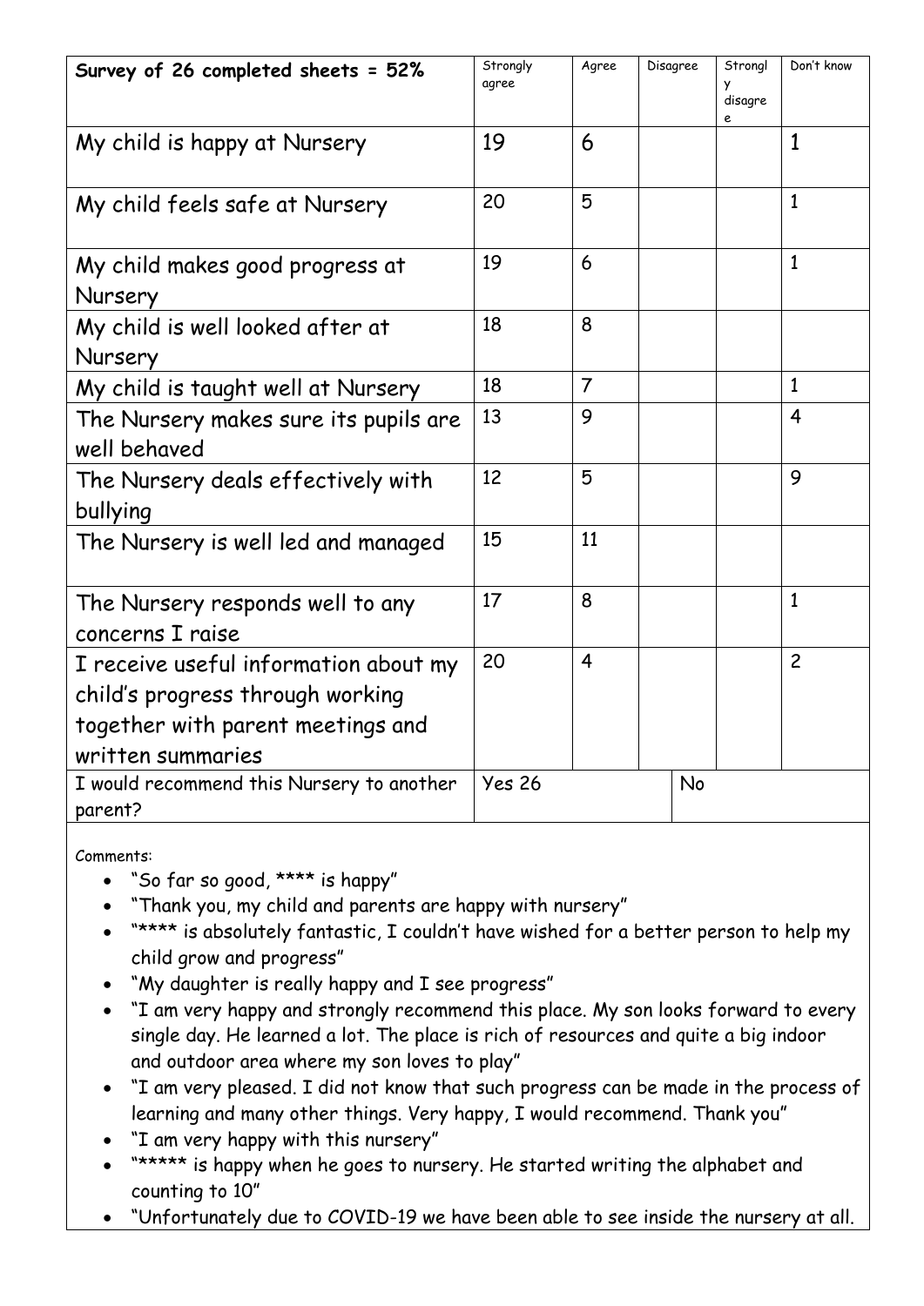| **Survey of 26 completed sheets = 52%** | Strongly agree | Agree | Disagree | Strongly disagree | Don't know |
|---|---|---|---|---|---|
| My child is happy at Nursery | 19 | 6 | | | 1 |
| My child feels safe at Nursery | 20 | 5 | | | 1 |
| My child makes good progress at Nursery | 19 | 6 | | | 1 |
| My child is well looked after at Nursery | 18 | 8 | | | |
| My child is taught well at Nursery | 18 | 7 | | | 1 |
| The Nursery makes sure its pupils are well behaved | 13 | 9 | | | 4 |
| The Nursery deals effectively with bullying | 12 | 5 | | | 9 |
| The Nursery is well led and managed | 15 | 11 | | | |
| The Nursery responds well to any concerns I raise | 17 | 8 | | | 1 |
| I receive useful information about my child's progress through working together with parent meetings and written summaries | 20 | 4 | | | 2 |
| I would recommend this Nursery to another parent? | Yes 26 | | No | | |

Comments:

- "So far so good, **** is happy"
- "Thank you, my child and parents are happy with nursery"
- "**** is absolutely fantastic, I couldn't have wished for a better person to help my child grow and progress"
- "My daughter is really happy and I see progress"
- "I am very happy and strongly recommend this place. My son looks forward to every single day. He learned a lot. The place is rich of resources and quite a big indoor and outdoor area where my son loves to play"
- "I am very pleased. I did not know that such progress can be made in the process of learning and many other things. Very happy, I would recommend. Thank you"
- "I am very happy with this nursery"
- "***** is happy when he goes to nursery. He started writing the alphabet and counting to 10"
- "Unfortunately due to COVID-19 we have been able to see inside the nursery at all.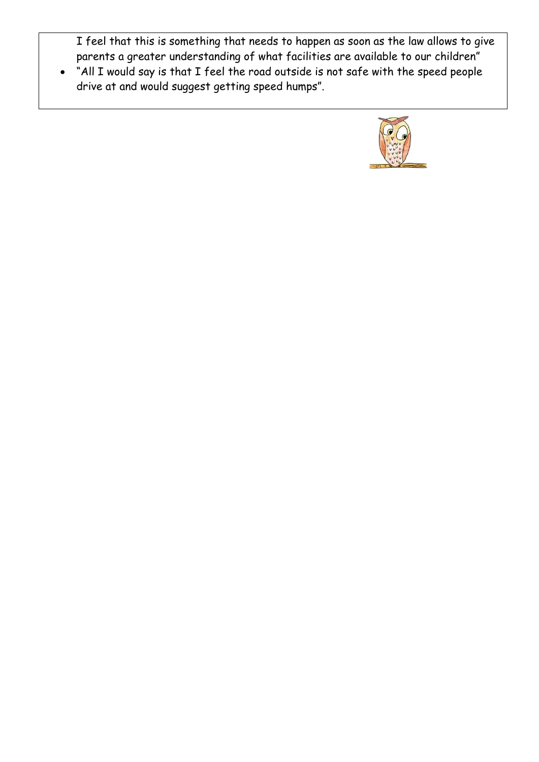I feel that this is something that needs to happen as soon as the law allows to give parents a greater understanding of what facilities are available to our children"

- "All I would say is that I feel the road outside is not safe with the speed people drive at and would suggest getting speed humps".